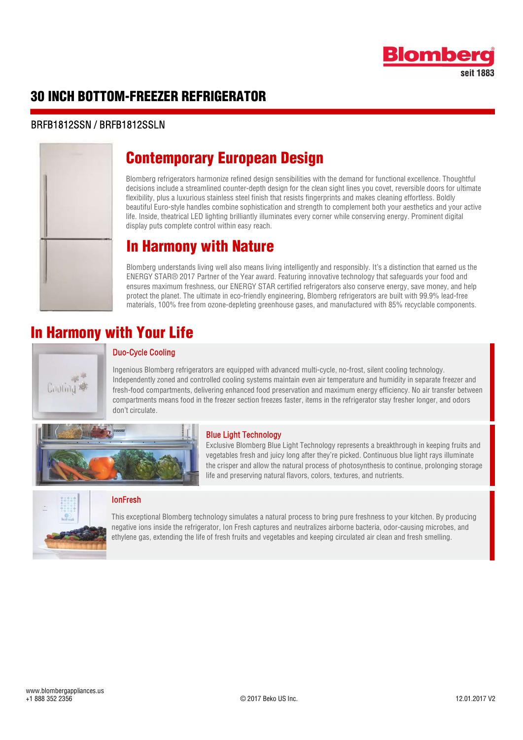Blomberg
seit 1883

# 30 INCH BOTTOM-FREEZER REFRIGERATOR

BRFB1812SSN / BRFB1812SSLN

## Contemporary European Design

Blomberg refrigerators harmonize refined design sensibilities with the demand for functional excellence. Thoughtful decisions include a streamlined counter-depth design for the clean sight lines you covet, reversible doors for ultimate flexibility, plus a luxurious stainless steel finish that resists fingerprints and makes cleaning effortless. Boldly beautiful Euro-style handles combine sophistication and strength to complement both your aesthetics and your active life. Inside, theatrical LED lighting brilliantly illuminates every corner while conserving energy. Prominent digital display puts complete control within easy reach.

## In Harmony with Nature

Blomberg understands living well also means living intelligently and responsibly. It's a distinction that earned us the ENERGY STAR® 2017 Partner of the Year award. Featuring innovative technology that safeguards your food and ensures maximum freshness, our ENERGY STAR certified refrigerators also conserve energy, save money, and help protect the planet. The ultimate in eco-friendly engineering, Blomberg refrigerators are built with 99.9% lead-free materials, 100% free from ozone-depleting greenhouse gases, and manufactured with 85% recyclable components.

## In Harmony with Your Life

### Duo-Cycle Cooling

Ingenious Blomberg refrigerators are equipped with advanced multi-cycle, no-frost, silent cooling technology. Independently zoned and controlled cooling systems maintain even air temperature and humidity in separate freezer and fresh-food compartments, delivering enhanced food preservation and maximum energy efficiency. No air transfer between compartments means food in the freezer section freezes faster, items in the refrigerator stay fresher longer, and odors don't circulate.

### Blue Light Technology

Exclusive Blomberg Blue Light Technology represents a breakthrough in keeping fruits and vegetables fresh and juicy long after they're picked. Continuous blue light rays illuminate the crisper and allow the natural process of photosynthesis to continue, prolonging storage life and preserving natural flavors, colors, textures, and nutrients.

### IonFresh

This exceptional Blomberg technology simulates a natural process to bring pure freshness to your kitchen. By producing negative ions inside the refrigerator, Ion Fresh captures and neutralizes airborne bacteria, odor-causing microbes, and ethylene gas, extending the life of fresh fruits and vegetables and keeping circulated air clean and fresh smelling.

www.blombergappliances.us
+1 888 352 2356

© 2017 Beko US Inc.

12.01.2017 V2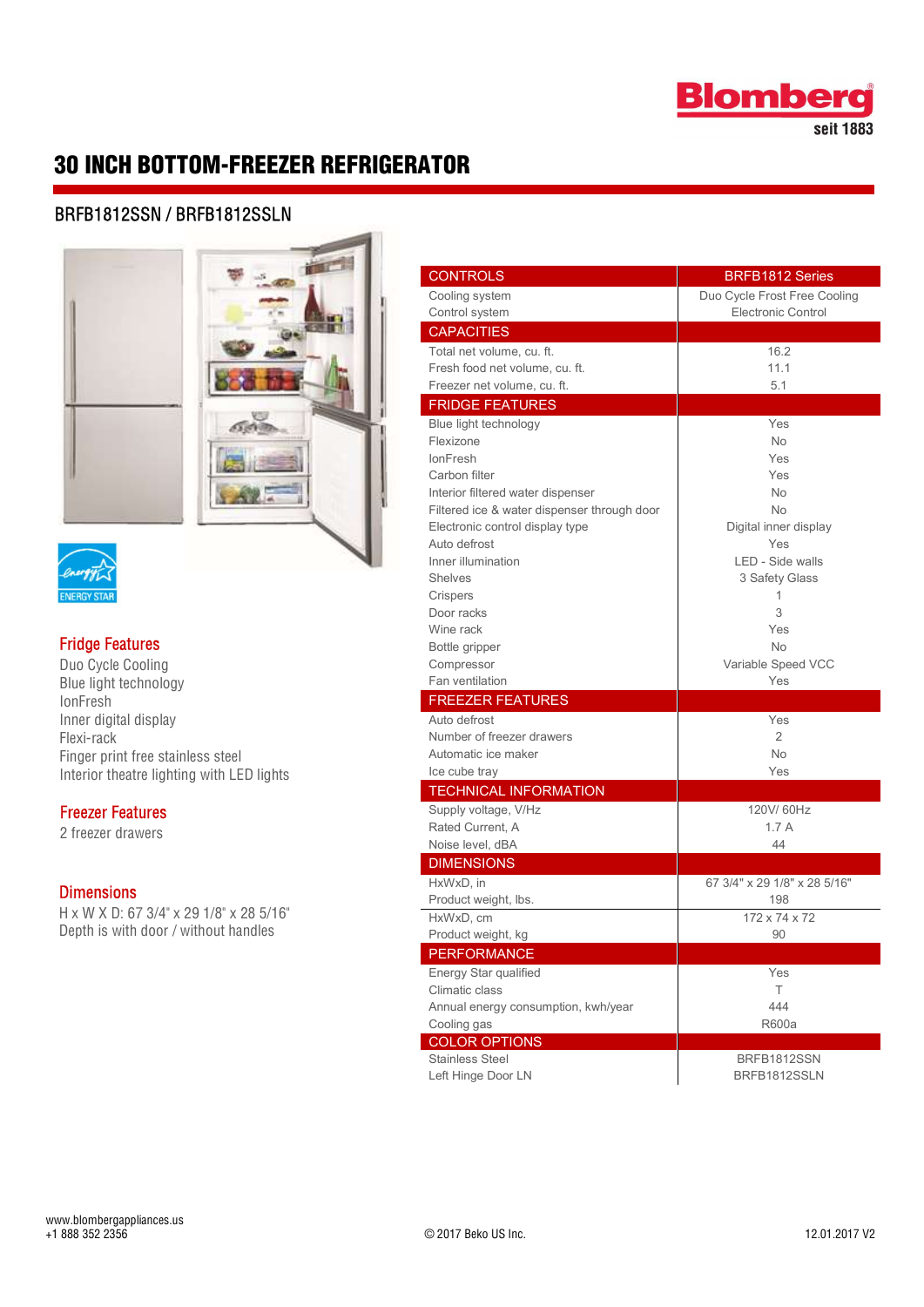# 30 INCH BOTTOM-FREEZER REFRIGERATOR

## BRFB1812SSN / BRFB1812SSLN

### Fridge Features

Duo Cycle Cooling
Blue light technology
IonFresh
Inner digital display
Flexi-rack
Finger print free stainless steel
Interior theatre lighting with LED lights

### Freezer Features

2 freezer drawers

### Dimensions

H x W X D: 67 3/4" x 29 1/8" x 28 5/16"
Depth is with door / without handles

| CONTROLS | BRFB1812 Series |
|---|---|
| Cooling system | Duo Cycle Frost Free Cooling |
| Control system | Electronic Control |
| **CAPACITIES** | |
| Total net volume, cu. ft. | 16.2 |
| Fresh food net volume, cu. ft. | 11.1 |
| Freezer net volume, cu. ft. | 5.1 |
| **FRIDGE FEATURES** | |
| Blue light technology | Yes |
| Flexizone | No |
| IonFresh | Yes |
| Carbon filter | Yes |
| Interior filtered water dispenser | No |
| Filtered ice & water dispenser through door | No |
| Electronic control display type | Digital inner display |
| Auto defrost | Yes |
| Inner illumination | LED - Side walls |
| Shelves | 3 Safety Glass |
| Crispers | 1 |
| Door racks | 3 |
| Wine rack | Yes |
| Bottle gripper | No |
| Compressor | Variable Speed VCC |
| Fan ventilation | Yes |
| **FREEZER FEATURES** | |
| Auto defrost | Yes |
| Number of freezer drawers | 2 |
| Automatic ice maker | No |
| Ice cube tray | Yes |
| **TECHNICAL INFORMATION** | |
| Supply voltage, V/Hz | 120V/ 60Hz |
| Rated Current, A | 1.7 A |
| Noise level, dBA | 44 |
| **DIMENSIONS** | |
| HxWxD, in | 67 3/4" x 29 1/8" x 28 5/16" |
| Product weight, lbs. | 198 |
| HxWxD, cm | 172 x 74 x 72 |
| Product weight, kg | 90 |
| **PERFORMANCE** | |
| Energy Star qualified | Yes |
| Climatic class | T |
| Annual energy consumption, kwh/year | 444 |
| Cooling gas | R600a |
| **COLOR OPTIONS** | |
| Stainless Steel | BRFB1812SSN |
| Left Hinge Door LN | BRFB1812SSLN |

www.blombergappliances.us
+1 888 352 2356

© 2017 Beko US Inc.

12.01.2017 V2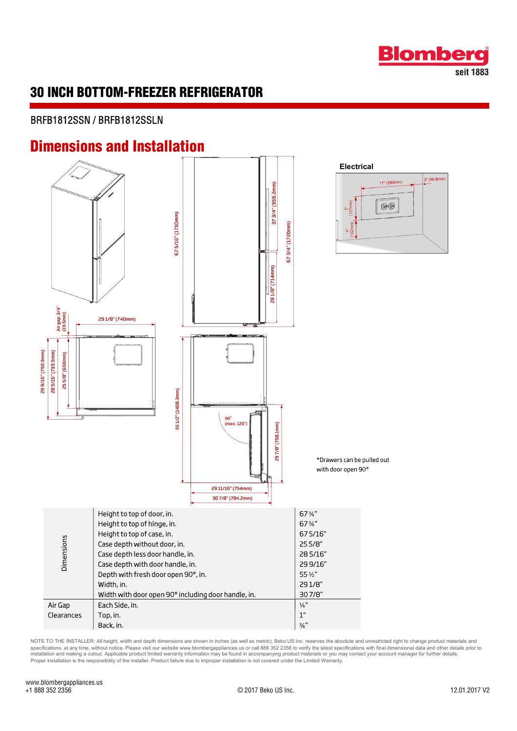# 30 INCH BOTTOM-FREEZER REFRIGERATOR

BRFB1812SSN / BRFB1812SSLN

## Dimensions and Installation

Electrical

11" (280mm)

2" (50.8mm)

5" (127mm)

4" (102mm)

67 5/16" (1710mm)

37 3/4" (959.2mm)

67 3/4" (1720mm)

28 1/8" (714mm)

Air gap: 3/4" (19.5mm)

29 1/8" (740mm)

29 9/16" (750.5mm)

28 5/16" (719.5mm)

25 5/8" (650mm)

55 1/2" (1408.3mm)

90° (max. 120°)

29 7/8" (758.1mm)

29 11/16" (754mm)

30 7/8" (784.2mm)

*Drawers can be pulled out with door open 90°

| | | |
|---|---|---|
| Dimensions | Height to top of door, in. | 67¾" |
| | Height to top of hinge, in. | 67¾" |
| | Height to top of case, in. | 67 5/16" |
| | Case depth without door, in. | 25 5/8" |
| | Case depth less door handle, in. | 28 5/16" |
| | Case depth with door handle, in. | 29 9/16" |
| | Depth with fresh door open 90°, in. | 55½" |
| | Width, in. | 29 1/8" |
| | Width with door open 90° including door handle, in. | 30 7/8" |
| Air Gap Clearances | Each Side, in. | ¼" |
| | Top, in. | 1" |
| | Back, in. | ¾" |

NOTE TO THE INSTALLER: All height, width and depth dimensions are shown in inches (as well as metric). Beko US Inc. reserves the absolute and unrestricted right to change product materials and specifications, at any time, without notice. Please visit our website www.blombergappliances.us or call 888 352 2356 to verify the latest specifications with final dimensional data and other details prior to installation and making a cutout. Applicable product limited warranty information may be found in accompanying product materials or you may contact your account manager for further details. Proper installation is the responsibility of the installer. Product failure due to improper installation is not covered under the Limited Warranty.

www.blombergappliances.us
+1 888 352 2356

© 2017 Beko US Inc.

12.01.2017 V2